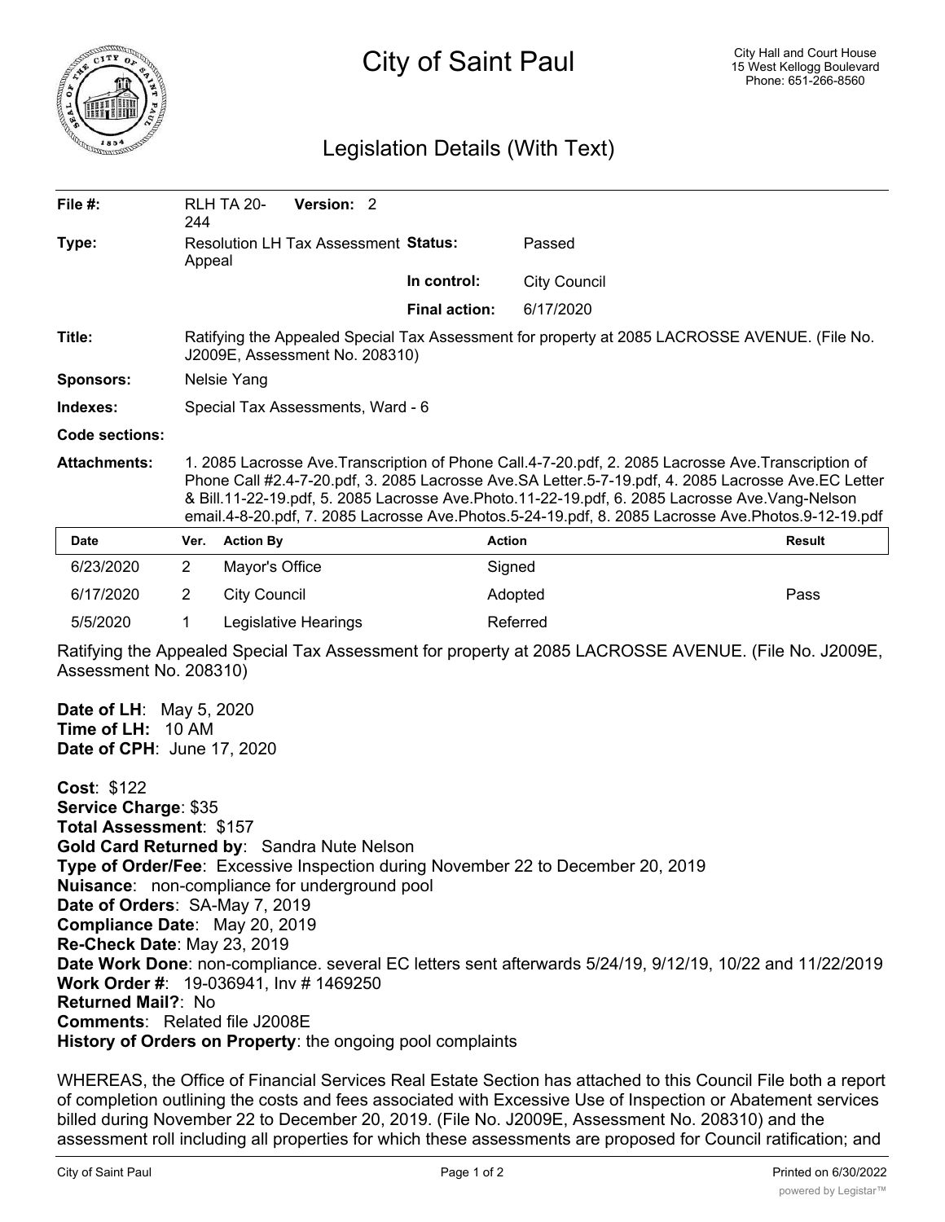# City of Saint Paul

City Hall and Court House
15 West Kellogg Boulevard
Phone: 651-266-8560

## Legislation Details (With Text)

| | | | |
|---|---|---|---|
| **File #:** | RLH TA 20-244 **Version:** 2 | | |
| **Type:** | Resolution LH Tax Assessment Appeal | **Status:** | Passed |
| | | **In control:** | City Council |
| | | **Final action:** | 6/17/2020 |

**Title:** Ratifying the Appealed Special Tax Assessment for property at 2085 LACROSSE AVENUE. (File No. J2009E, Assessment No. 208310)

**Sponsors:** Nelsie Yang

**Indexes:** Special Tax Assessments, Ward - 6

**Code sections:**

**Attachments:** 1. 2085 Lacrosse Ave.Transcription of Phone Call.4-7-20.pdf, 2. 2085 Lacrosse Ave.Transcription of Phone Call #2.4-7-20.pdf, 3. 2085 Lacrosse Ave.SA Letter.5-7-19.pdf, 4. 2085 Lacrosse Ave.EC Letter & Bill.11-22-19.pdf, 5. 2085 Lacrosse Ave.Photo.11-22-19.pdf, 6. 2085 Lacrosse Ave.Vang-Nelson email.4-8-20.pdf, 7. 2085 Lacrosse Ave.Photos.5-24-19.pdf, 8. 2085 Lacrosse Ave.Photos.9-12-19.pdf

| Date | Ver. | Action By | Action | Result |
|---|---|---|---|---|
| 6/23/2020 | 2 | Mayor's Office | Signed | |
| 6/17/2020 | 2 | City Council | Adopted | Pass |
| 5/5/2020 | 1 | Legislative Hearings | Referred | |

Ratifying the Appealed Special Tax Assessment for property at 2085 LACROSSE AVENUE. (File No. J2009E, Assessment No. 208310)

**Date of LH**: May 5, 2020
**Time of LH:** 10 AM
**Date of CPH**: June 17, 2020

**Cost**: $122
**Service Charge**: $35
**Total Assessment**: $157
**Gold Card Returned by**: Sandra Nute Nelson
**Type of Order/Fee**: Excessive Inspection during November 22 to December 20, 2019
**Nuisance**: non-compliance for underground pool
**Date of Orders**: SA-May 7, 2019
**Compliance Date**: May 20, 2019
**Re-Check Date**: May 23, 2019
**Date Work Done**: non-compliance. several EC letters sent afterwards 5/24/19, 9/12/19, 10/22 and 11/22/2019
**Work Order #**: 19-036941, Inv # 1469250
**Returned Mail?**: No
**Comments**: Related file J2008E
**History of Orders on Property**: the ongoing pool complaints

WHEREAS, the Office of Financial Services Real Estate Section has attached to this Council File both a report of completion outlining the costs and fees associated with Excessive Use of Inspection or Abatement services billed during November 22 to December 20, 2019. (File No. J2009E, Assessment No. 208310) and the assessment roll including all properties for which these assessments are proposed for Council ratification; and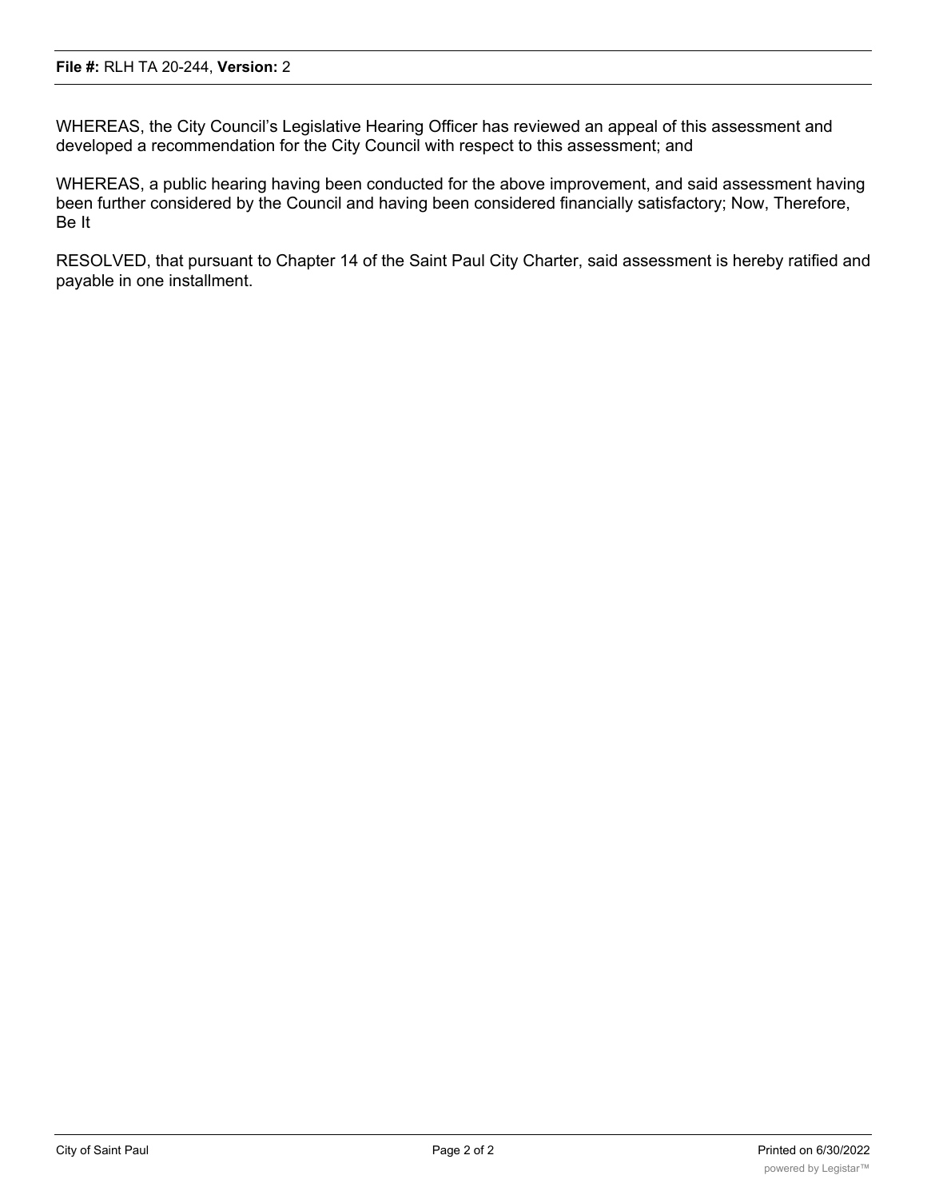WHEREAS, the City Council's Legislative Hearing Officer has reviewed an appeal of this assessment and developed a recommendation for the City Council with respect to this assessment; and

WHEREAS, a public hearing having been conducted for the above improvement, and said assessment having been further considered by the Council and having been considered financially satisfactory; Now, Therefore, Be It

RESOLVED, that pursuant to Chapter 14 of the Saint Paul City Charter, said assessment is hereby ratified and payable in one installment.